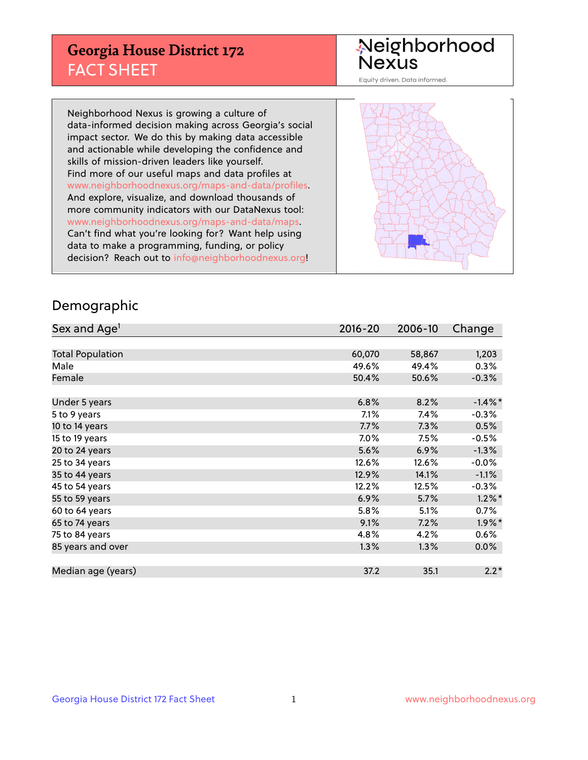# Georgia House District 172
## FACT SHEET

Neighborhood Nexus

Equity driven. Data informed.

Neighborhood Nexus is growing a culture of data-informed decision making across Georgia's social impact sector. We do this by making data accessible and actionable while developing the confidence and skills of mission-driven leaders like yourself. Find more of our useful maps and data profiles at www.neighborhoodnexus.org/maps-and-data/profiles. And explore, visualize, and download thousands of more community indicators with our DataNexus tool: www.neighborhoodnexus.org/maps-and-data/maps. Can't find what you're looking for? Want help using data to make a programming, funding, or policy decision? Reach out to info@neighborhoodnexus.org!

## Demographic

| Sex and Age[1] | 2016-20 | 2006-10 | Change |
|---|---|---|---|
| Total Population | 60,070 | 58,867 | 1,203 |
| Male | 49.6% | 49.4% | 0.3% |
| Female | 50.4% | 50.6% | -0.3% |
| | | | |
| Under 5 years | 6.8% | 8.2% | -1.4%* |
| 5 to 9 years | 7.1% | 7.4% | -0.3% |
| 10 to 14 years | 7.7% | 7.3% | 0.5% |
| 15 to 19 years | 7.0% | 7.5% | -0.5% |
| 20 to 24 years | 5.6% | 6.9% | -1.3% |
| 25 to 34 years | 12.6% | 12.6% | -0.0% |
| 35 to 44 years | 12.9% | 14.1% | -1.1% |
| 45 to 54 years | 12.2% | 12.5% | -0.3% |
| 55 to 59 years | 6.9% | 5.7% | 1.2%* |
| 60 to 64 years | 5.8% | 5.1% | 0.7% |
| 65 to 74 years | 9.1% | 7.2% | 1.9%* |
| 75 to 84 years | 4.8% | 4.2% | 0.6% |
| 85 years and over | 1.3% | 1.3% | 0.0% |
| | | | |
| Median age (years) | 37.2 | 35.1 | 2.2* |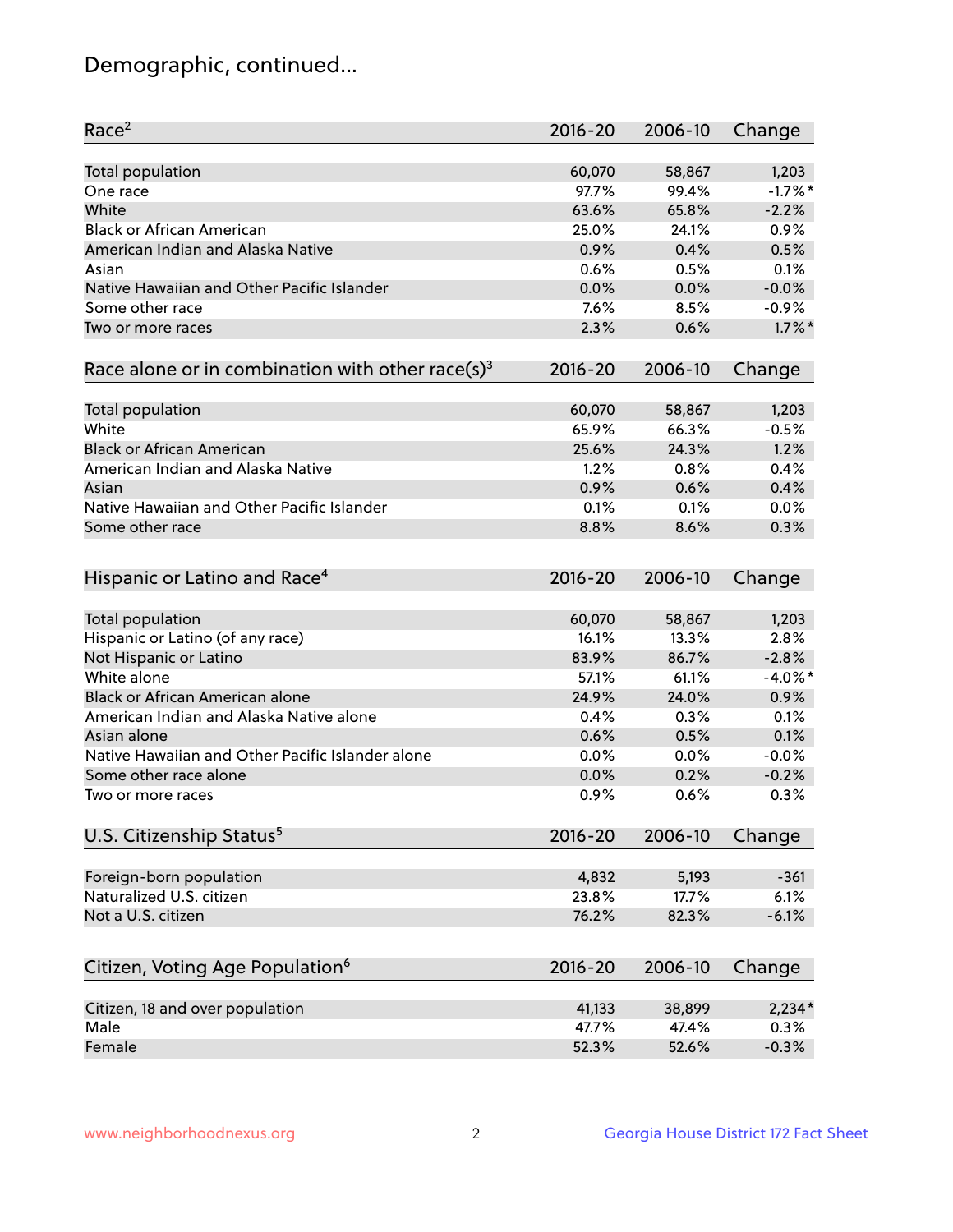# Demographic, continued...

| Race[2] | 2016-20 | 2006-10 | Change |
|---|---|---|---|
| Total population | 60,070 | 58,867 | 1,203 |
| One race | 97.7% | 99.4% | -1.7%* |
| White | 63.6% | 65.8% | -2.2% |
| Black or African American | 25.0% | 24.1% | 0.9% |
| American Indian and Alaska Native | 0.9% | 0.4% | 0.5% |
| Asian | 0.6% | 0.5% | 0.1% |
| Native Hawaiian and Other Pacific Islander | 0.0% | 0.0% | -0.0% |
| Some other race | 7.6% | 8.5% | -0.9% |
| Two or more races | 2.3% | 0.6% | 1.7%* |

| Race alone or in combination with other race(s)[3] | 2016-20 | 2006-10 | Change |
|---|---|---|---|
| Total population | 60,070 | 58,867 | 1,203 |
| White | 65.9% | 66.3% | -0.5% |
| Black or African American | 25.6% | 24.3% | 1.2% |
| American Indian and Alaska Native | 1.2% | 0.8% | 0.4% |
| Asian | 0.9% | 0.6% | 0.4% |
| Native Hawaiian and Other Pacific Islander | 0.1% | 0.1% | 0.0% |
| Some other race | 8.8% | 8.6% | 0.3% |

| Hispanic or Latino and Race[4] | 2016-20 | 2006-10 | Change |
|---|---|---|---|
| Total population | 60,070 | 58,867 | 1,203 |
| Hispanic or Latino (of any race) | 16.1% | 13.3% | 2.8% |
| Not Hispanic or Latino | 83.9% | 86.7% | -2.8% |
| White alone | 57.1% | 61.1% | -4.0%* |
| Black or African American alone | 24.9% | 24.0% | 0.9% |
| American Indian and Alaska Native alone | 0.4% | 0.3% | 0.1% |
| Asian alone | 0.6% | 0.5% | 0.1% |
| Native Hawaiian and Other Pacific Islander alone | 0.0% | 0.0% | -0.0% |
| Some other race alone | 0.0% | 0.2% | -0.2% |
| Two or more races | 0.9% | 0.6% | 0.3% |

| U.S. Citizenship Status[5] | 2016-20 | 2006-10 | Change |
|---|---|---|---|
| Foreign-born population | 4,832 | 5,193 | -361 |
| Naturalized U.S. citizen | 23.8% | 17.7% | 6.1% |
| Not a U.S. citizen | 76.2% | 82.3% | -6.1% |

| Citizen, Voting Age Population[6] | 2016-20 | 2006-10 | Change |
|---|---|---|---|
| Citizen, 18 and over population | 41,133 | 38,899 | 2,234* |
| Male | 47.7% | 47.4% | 0.3% |
| Female | 52.3% | 52.6% | -0.3% |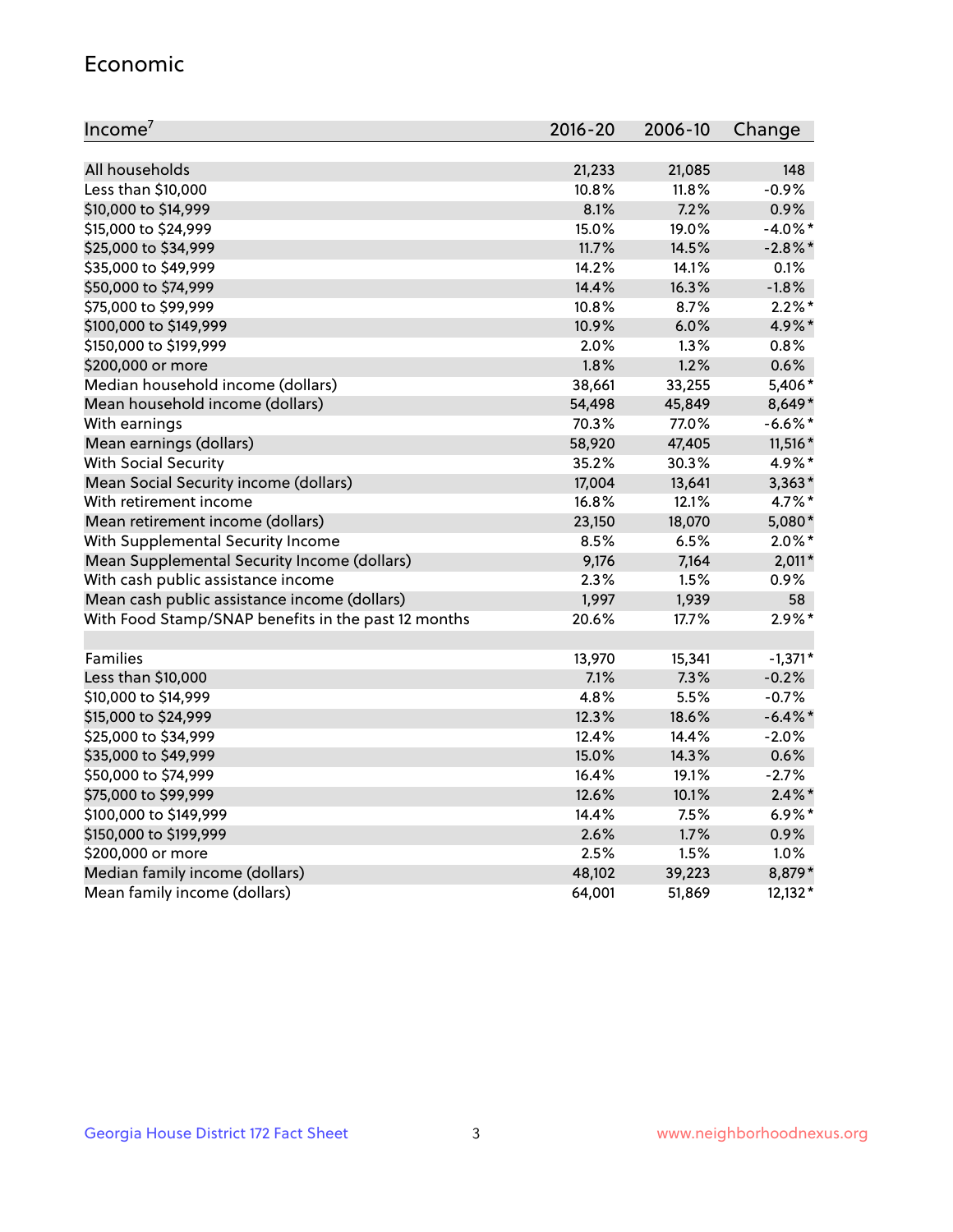## Economic

| Income[7] | 2016-20 | 2006-10 | Change |
|---|---|---|---|
| All households | 21,233 | 21,085 | 148 |
| Less than $10,000 | 10.8% | 11.8% | -0.9% |
| $10,000 to $14,999 | 8.1% | 7.2% | 0.9% |
| $15,000 to $24,999 | 15.0% | 19.0% | -4.0%* |
| $25,000 to $34,999 | 11.7% | 14.5% | -2.8%* |
| $35,000 to $49,999 | 14.2% | 14.1% | 0.1% |
| $50,000 to $74,999 | 14.4% | 16.3% | -1.8% |
| $75,000 to $99,999 | 10.8% | 8.7% | 2.2%* |
| $100,000 to $149,999 | 10.9% | 6.0% | 4.9%* |
| $150,000 to $199,999 | 2.0% | 1.3% | 0.8% |
| $200,000 or more | 1.8% | 1.2% | 0.6% |
| Median household income (dollars) | 38,661 | 33,255 | 5,406* |
| Mean household income (dollars) | 54,498 | 45,849 | 8,649* |
| With earnings | 70.3% | 77.0% | -6.6%* |
| Mean earnings (dollars) | 58,920 | 47,405 | 11,516* |
| With Social Security | 35.2% | 30.3% | 4.9%* |
| Mean Social Security income (dollars) | 17,004 | 13,641 | 3,363* |
| With retirement income | 16.8% | 12.1% | 4.7%* |
| Mean retirement income (dollars) | 23,150 | 18,070 | 5,080* |
| With Supplemental Security Income | 8.5% | 6.5% | 2.0%* |
| Mean Supplemental Security Income (dollars) | 9,176 | 7,164 | 2,011* |
| With cash public assistance income | 2.3% | 1.5% | 0.9% |
| Mean cash public assistance income (dollars) | 1,997 | 1,939 | 58 |
| With Food Stamp/SNAP benefits in the past 12 months | 20.6% | 17.7% | 2.9%* |
| | | | |
| Families | 13,970 | 15,341 | -1,371* |
| Less than $10,000 | 7.1% | 7.3% | -0.2% |
| $10,000 to $14,999 | 4.8% | 5.5% | -0.7% |
| $15,000 to $24,999 | 12.3% | 18.6% | -6.4%* |
| $25,000 to $34,999 | 12.4% | 14.4% | -2.0% |
| $35,000 to $49,999 | 15.0% | 14.3% | 0.6% |
| $50,000 to $74,999 | 16.4% | 19.1% | -2.7% |
| $75,000 to $99,999 | 12.6% | 10.1% | 2.4%* |
| $100,000 to $149,999 | 14.4% | 7.5% | 6.9%* |
| $150,000 to $199,999 | 2.6% | 1.7% | 0.9% |
| $200,000 or more | 2.5% | 1.5% | 1.0% |
| Median family income (dollars) | 48,102 | 39,223 | 8,879* |
| Mean family income (dollars) | 64,001 | 51,869 | 12,132* |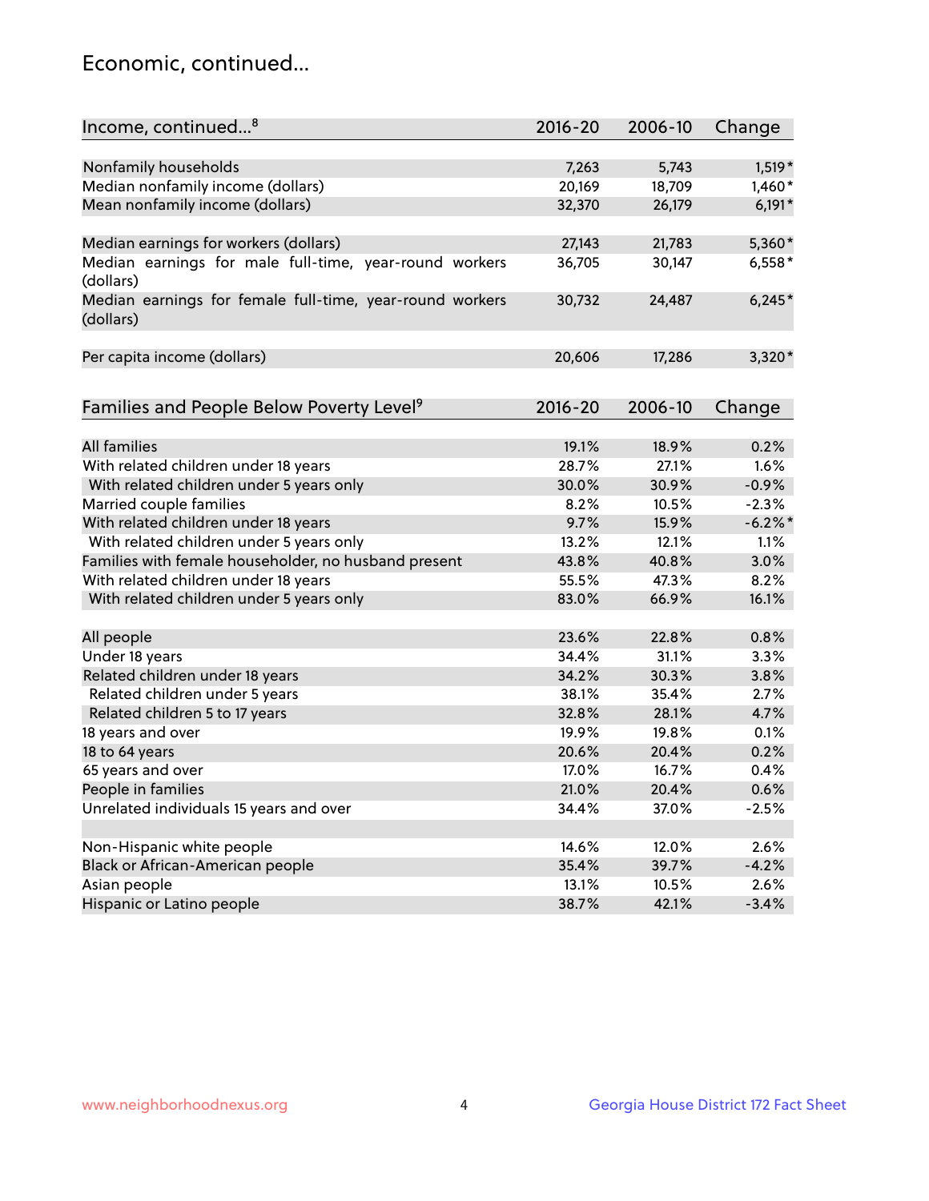## Economic, continued...

| Income, continued...[8] | 2016-20 | 2006-10 | Change |
|---|---|---|---|
| Nonfamily households | 7,263 | 5,743 | 1,519* |
| Median nonfamily income (dollars) | 20,169 | 18,709 | 1,460* |
| Mean nonfamily income (dollars) | 32,370 | 26,179 | 6,191* |
| Median earnings for workers (dollars) | 27,143 | 21,783 | 5,360* |
| Median earnings for male full-time, year-round workers (dollars) | 36,705 | 30,147 | 6,558* |
| Median earnings for female full-time, year-round workers (dollars) | 30,732 | 24,487 | 6,245* |
| Per capita income (dollars) | 20,606 | 17,286 | 3,320* |

| Families and People Below Poverty Level[9] | 2016-20 | 2006-10 | Change |
|---|---|---|---|
| All families | 19.1% | 18.9% | 0.2% |
| With related children under 18 years | 28.7% | 27.1% | 1.6% |
| With related children under 5 years only | 30.0% | 30.9% | -0.9% |
| Married couple families | 8.2% | 10.5% | -2.3% |
| With related children under 18 years | 9.7% | 15.9% | -6.2%* |
| With related children under 5 years only | 13.2% | 12.1% | 1.1% |
| Families with female householder, no husband present | 43.8% | 40.8% | 3.0% |
| With related children under 18 years | 55.5% | 47.3% | 8.2% |
| With related children under 5 years only | 83.0% | 66.9% | 16.1% |
| All people | 23.6% | 22.8% | 0.8% |
| Under 18 years | 34.4% | 31.1% | 3.3% |
| Related children under 18 years | 34.2% | 30.3% | 3.8% |
| Related children under 5 years | 38.1% | 35.4% | 2.7% |
| Related children 5 to 17 years | 32.8% | 28.1% | 4.7% |
| 18 years and over | 19.9% | 19.8% | 0.1% |
| 18 to 64 years | 20.6% | 20.4% | 0.2% |
| 65 years and over | 17.0% | 16.7% | 0.4% |
| People in families | 21.0% | 20.4% | 0.6% |
| Unrelated individuals 15 years and over | 34.4% | 37.0% | -2.5% |
| Non-Hispanic white people | 14.6% | 12.0% | 2.6% |
| Black or African-American people | 35.4% | 39.7% | -4.2% |
| Asian people | 13.1% | 10.5% | 2.6% |
| Hispanic or Latino people | 38.7% | 42.1% | -3.4% |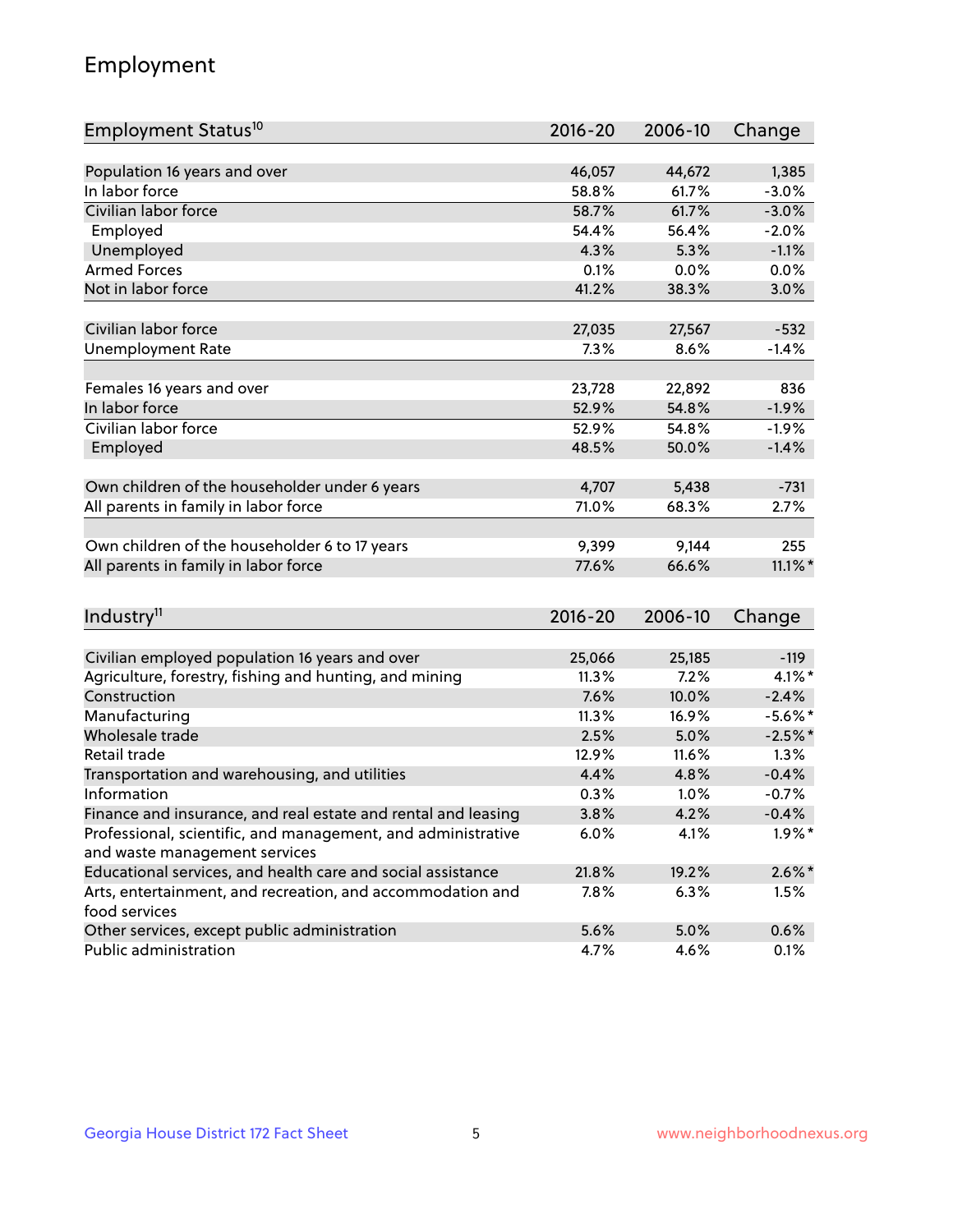## Employment

| Employment Status[10] | 2016-20 | 2006-10 | Change |
|---|---|---|---|
| Population 16 years and over | 46,057 | 44,672 | 1,385 |
| In labor force | 58.8% | 61.7% | -3.0% |
| Civilian labor force | 58.7% | 61.7% | -3.0% |
| Employed | 54.4% | 56.4% | -2.0% |
| Unemployed | 4.3% | 5.3% | -1.1% |
| Armed Forces | 0.1% | 0.0% | 0.0% |
| Not in labor force | 41.2% | 38.3% | 3.0% |
| | | | |
| Civilian labor force | 27,035 | 27,567 | -532 |
| Unemployment Rate | 7.3% | 8.6% | -1.4% |
| | | | |
| Females 16 years and over | 23,728 | 22,892 | 836 |
| In labor force | 52.9% | 54.8% | -1.9% |
| Civilian labor force | 52.9% | 54.8% | -1.9% |
| Employed | 48.5% | 50.0% | -1.4% |
| | | | |
| Own children of the householder under 6 years | 4,707 | 5,438 | -731 |
| All parents in family in labor force | 71.0% | 68.3% | 2.7% |
| | | | |
| Own children of the householder 6 to 17 years | 9,399 | 9,144 | 255 |
| All parents in family in labor force | 77.6% | 66.6% | 11.1%* |

| Industry[11] | 2016-20 | 2006-10 | Change |
|---|---|---|---|
| Civilian employed population 16 years and over | 25,066 | 25,185 | -119 |
| Agriculture, forestry, fishing and hunting, and mining | 11.3% | 7.2% | 4.1%* |
| Construction | 7.6% | 10.0% | -2.4% |
| Manufacturing | 11.3% | 16.9% | -5.6%* |
| Wholesale trade | 2.5% | 5.0% | -2.5%* |
| Retail trade | 12.9% | 11.6% | 1.3% |
| Transportation and warehousing, and utilities | 4.4% | 4.8% | -0.4% |
| Information | 0.3% | 1.0% | -0.7% |
| Finance and insurance, and real estate and rental and leasing | 3.8% | 4.2% | -0.4% |
| Professional, scientific, and management, and administrative and waste management services | 6.0% | 4.1% | 1.9%* |
| Educational services, and health care and social assistance | 21.8% | 19.2% | 2.6%* |
| Arts, entertainment, and recreation, and accommodation and food services | 7.8% | 6.3% | 1.5% |
| Other services, except public administration | 5.6% | 5.0% | 0.6% |
| Public administration | 4.7% | 4.6% | 0.1% |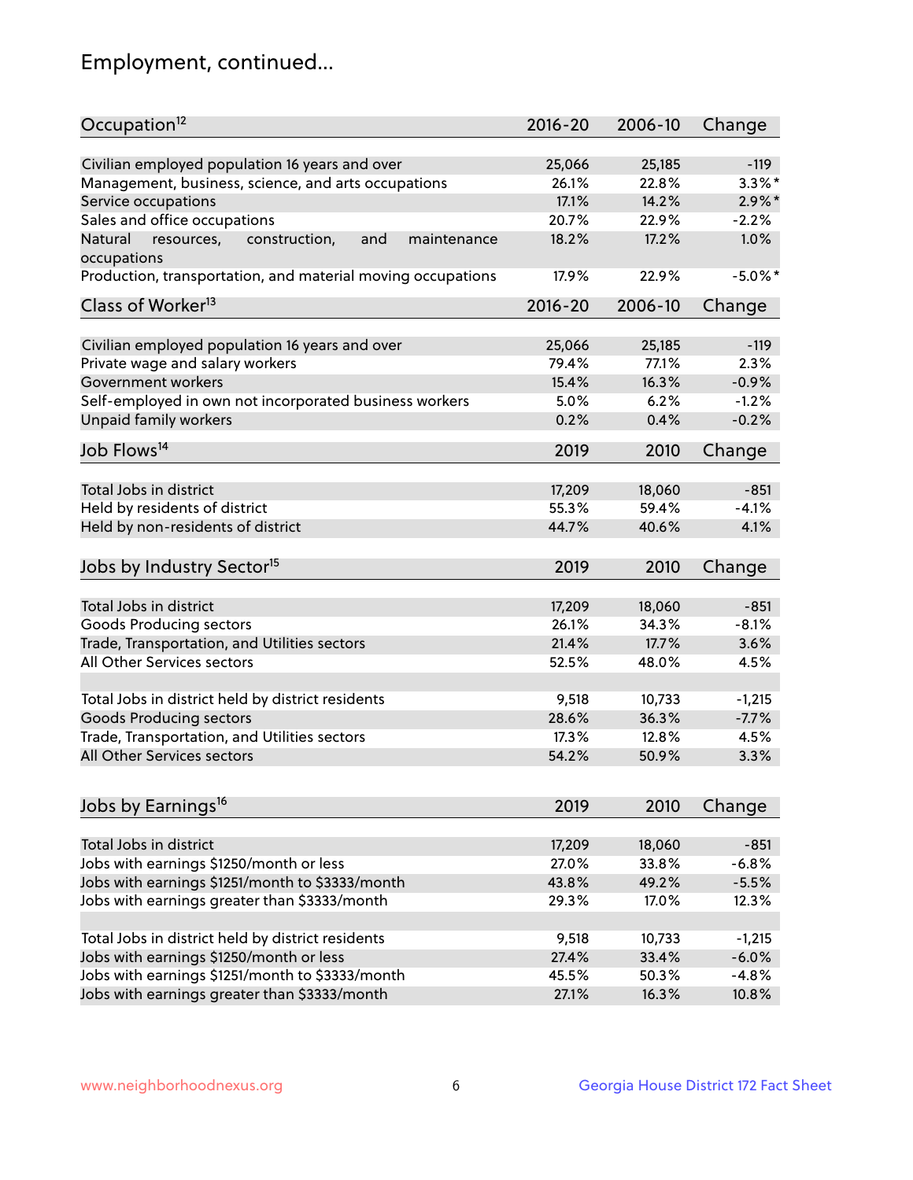## Employment, continued...

| Occupation[12] | 2016-20 | 2006-10 | Change |
|---|---|---|---|
| Civilian employed population 16 years and over | 25,066 | 25,185 | -119 |
| Management, business, science, and arts occupations | 26.1% | 22.8% | 3.3%* |
| Service occupations | 17.1% | 14.2% | 2.9%* |
| Sales and office occupations | 20.7% | 22.9% | -2.2% |
| Natural resources, construction, and maintenance occupations | 18.2% | 17.2% | 1.0% |
| Production, transportation, and material moving occupations | 17.9% | 22.9% | -5.0%* |

| Class of Worker[13] | 2016-20 | 2006-10 | Change |
|---|---|---|---|
| Civilian employed population 16 years and over | 25,066 | 25,185 | -119 |
| Private wage and salary workers | 79.4% | 77.1% | 2.3% |
| Government workers | 15.4% | 16.3% | -0.9% |
| Self-employed in own not incorporated business workers | 5.0% | 6.2% | -1.2% |
| Unpaid family workers | 0.2% | 0.4% | -0.2% |

| Job Flows[14] | 2019 | 2010 | Change |
|---|---|---|---|
| Total Jobs in district | 17,209 | 18,060 | -851 |
| Held by residents of district | 55.3% | 59.4% | -4.1% |
| Held by non-residents of district | 44.7% | 40.6% | 4.1% |

| Jobs by Industry Sector[15] | 2019 | 2010 | Change |
|---|---|---|---|
| Total Jobs in district | 17,209 | 18,060 | -851 |
| Goods Producing sectors | 26.1% | 34.3% | -8.1% |
| Trade, Transportation, and Utilities sectors | 21.4% | 17.7% | 3.6% |
| All Other Services sectors | 52.5% | 48.0% | 4.5% |
| | | | |
| Total Jobs in district held by district residents | 9,518 | 10,733 | -1,215 |
| Goods Producing sectors | 28.6% | 36.3% | -7.7% |
| Trade, Transportation, and Utilities sectors | 17.3% | 12.8% | 4.5% |
| All Other Services sectors | 54.2% | 50.9% | 3.3% |

| Jobs by Earnings[16] | 2019 | 2010 | Change |
|---|---|---|---|
| Total Jobs in district | 17,209 | 18,060 | -851 |
| Jobs with earnings $1250/month or less | 27.0% | 33.8% | -6.8% |
| Jobs with earnings $1251/month to $3333/month | 43.8% | 49.2% | -5.5% |
| Jobs with earnings greater than $3333/month | 29.3% | 17.0% | 12.3% |
| | | | |
| Total Jobs in district held by district residents | 9,518 | 10,733 | -1,215 |
| Jobs with earnings $1250/month or less | 27.4% | 33.4% | -6.0% |
| Jobs with earnings $1251/month to $3333/month | 45.5% | 50.3% | -4.8% |
| Jobs with earnings greater than $3333/month | 27.1% | 16.3% | 10.8% |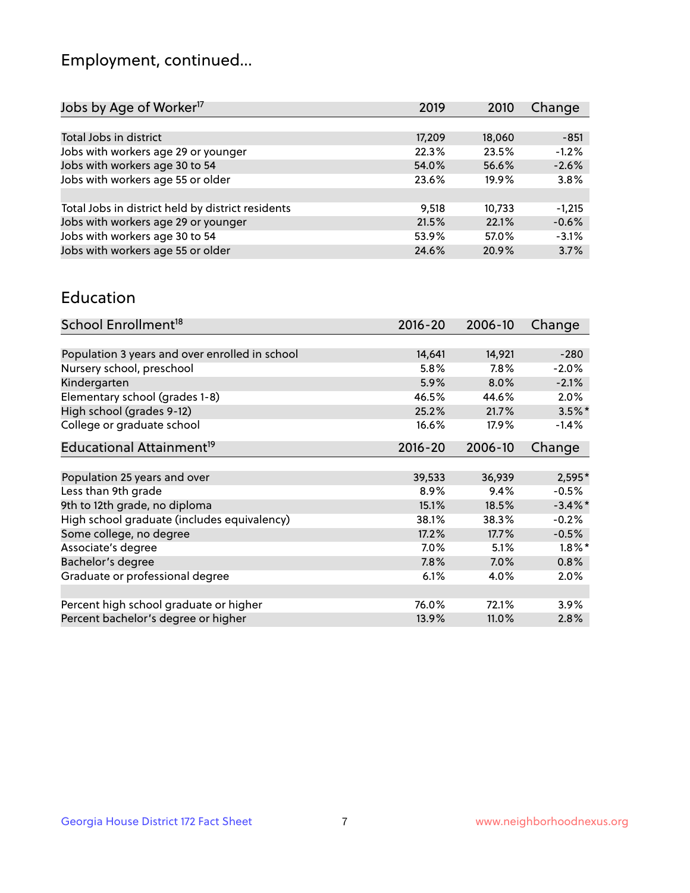## Employment, continued...

| Jobs by Age of Worker[17] | 2019 | 2010 | Change |
|---|---|---|---|
| Total Jobs in district | 17,209 | 18,060 | -851 |
| Jobs with workers age 29 or younger | 22.3% | 23.5% | -1.2% |
| Jobs with workers age 30 to 54 | 54.0% | 56.6% | -2.6% |
| Jobs with workers age 55 or older | 23.6% | 19.9% | 3.8% |
| | | | |
| Total Jobs in district held by district residents | 9,518 | 10,733 | -1,215 |
| Jobs with workers age 29 or younger | 21.5% | 22.1% | -0.6% |
| Jobs with workers age 30 to 54 | 53.9% | 57.0% | -3.1% |
| Jobs with workers age 55 or older | 24.6% | 20.9% | 3.7% |

## Education

| School Enrollment[18] | 2016-20 | 2006-10 | Change |
|---|---|---|---|
| Population 3 years and over enrolled in school | 14,641 | 14,921 | -280 |
| Nursery school, preschool | 5.8% | 7.8% | -2.0% |
| Kindergarten | 5.9% | 8.0% | -2.1% |
| Elementary school (grades 1-8) | 46.5% | 44.6% | 2.0% |
| High school (grades 9-12) | 25.2% | 21.7% | 3.5%* |
| College or graduate school | 16.6% | 17.9% | -1.4% |

| Educational Attainment[19] | 2016-20 | 2006-10 | Change |
|---|---|---|---|
| Population 25 years and over | 39,533 | 36,939 | 2,595* |
| Less than 9th grade | 8.9% | 9.4% | -0.5% |
| 9th to 12th grade, no diploma | 15.1% | 18.5% | -3.4%* |
| High school graduate (includes equivalency) | 38.1% | 38.3% | -0.2% |
| Some college, no degree | 17.2% | 17.7% | -0.5% |
| Associate's degree | 7.0% | 5.1% | 1.8%* |
| Bachelor's degree | 7.8% | 7.0% | 0.8% |
| Graduate or professional degree | 6.1% | 4.0% | 2.0% |
| | | | |
| Percent high school graduate or higher | 76.0% | 72.1% | 3.9% |
| Percent bachelor's degree or higher | 13.9% | 11.0% | 2.8% |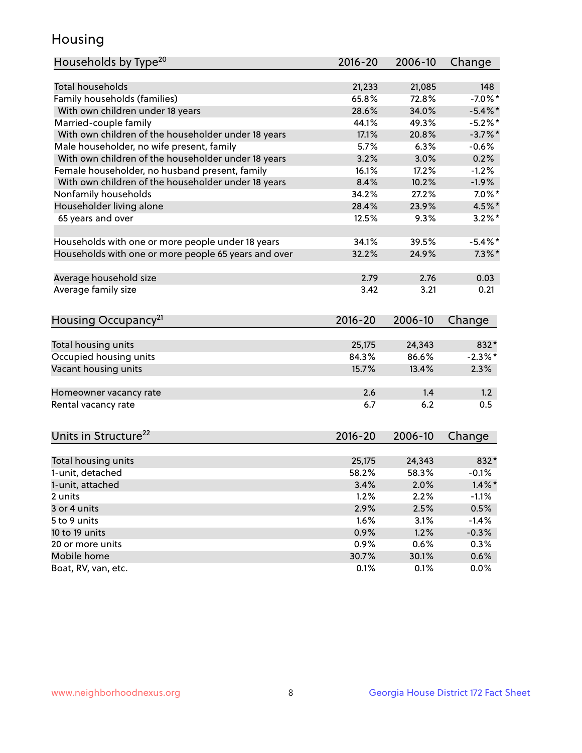## Housing

| Households by Type[20] | 2016-20 | 2006-10 | Change |
|---|---|---|---|
| Total households | 21,233 | 21,085 | 148 |
| Family households (families) | 65.8% | 72.8% | -7.0%* |
| With own children under 18 years | 28.6% | 34.0% | -5.4%* |
| Married-couple family | 44.1% | 49.3% | -5.2%* |
| With own children of the householder under 18 years | 17.1% | 20.8% | -3.7%* |
| Male householder, no wife present, family | 5.7% | 6.3% | -0.6% |
| With own children of the householder under 18 years | 3.2% | 3.0% | 0.2% |
| Female householder, no husband present, family | 16.1% | 17.2% | -1.2% |
| With own children of the householder under 18 years | 8.4% | 10.2% | -1.9% |
| Nonfamily households | 34.2% | 27.2% | 7.0%* |
| Householder living alone | 28.4% | 23.9% | 4.5%* |
| 65 years and over | 12.5% | 9.3% | 3.2%* |
| Households with one or more people under 18 years | 34.1% | 39.5% | -5.4%* |
| Households with one or more people 65 years and over | 32.2% | 24.9% | 7.3%* |
| Average household size | 2.79 | 2.76 | 0.03 |
| Average family size | 3.42 | 3.21 | 0.21 |

| Housing Occupancy[21] | 2016-20 | 2006-10 | Change |
|---|---|---|---|
| Total housing units | 25,175 | 24,343 | 832* |
| Occupied housing units | 84.3% | 86.6% | -2.3%* |
| Vacant housing units | 15.7% | 13.4% | 2.3% |
| Homeowner vacancy rate | 2.6 | 1.4 | 1.2 |
| Rental vacancy rate | 6.7 | 6.2 | 0.5 |

| Units in Structure[22] | 2016-20 | 2006-10 | Change |
|---|---|---|---|
| Total housing units | 25,175 | 24,343 | 832* |
| 1-unit, detached | 58.2% | 58.3% | -0.1% |
| 1-unit, attached | 3.4% | 2.0% | 1.4%* |
| 2 units | 1.2% | 2.2% | -1.1% |
| 3 or 4 units | 2.9% | 2.5% | 0.5% |
| 5 to 9 units | 1.6% | 3.1% | -1.4% |
| 10 to 19 units | 0.9% | 1.2% | -0.3% |
| 20 or more units | 0.9% | 0.6% | 0.3% |
| Mobile home | 30.7% | 30.1% | 0.6% |
| Boat, RV, van, etc. | 0.1% | 0.1% | 0.0% |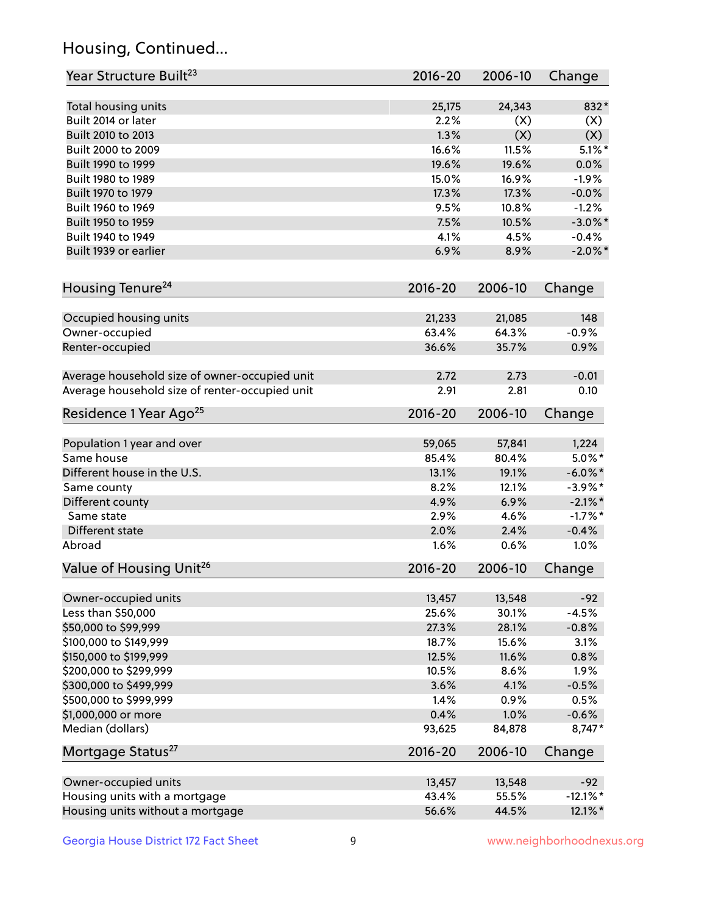## Housing, Continued...

| Year Structure Built[23] | 2016-20 | 2006-10 | Change |
|---|---|---|---|
| Total housing units | 25,175 | 24,343 | 832* |
| Built 2014 or later | 2.2% | (X) | (X) |
| Built 2010 to 2013 | 1.3% | (X) | (X) |
| Built 2000 to 2009 | 16.6% | 11.5% | 5.1%* |
| Built 1990 to 1999 | 19.6% | 19.6% | 0.0% |
| Built 1980 to 1989 | 15.0% | 16.9% | -1.9% |
| Built 1970 to 1979 | 17.3% | 17.3% | -0.0% |
| Built 1960 to 1969 | 9.5% | 10.8% | -1.2% |
| Built 1950 to 1959 | 7.5% | 10.5% | -3.0%* |
| Built 1940 to 1949 | 4.1% | 4.5% | -0.4% |
| Built 1939 or earlier | 6.9% | 8.9% | -2.0%* |

| Housing Tenure[24] | 2016-20 | 2006-10 | Change |
|---|---|---|---|
| Occupied housing units | 21,233 | 21,085 | 148 |
| Owner-occupied | 63.4% | 64.3% | -0.9% |
| Renter-occupied | 36.6% | 35.7% | 0.9% |
| Average household size of owner-occupied unit | 2.72 | 2.73 | -0.01 |
| Average household size of renter-occupied unit | 2.91 | 2.81 | 0.10 |

| Residence 1 Year Ago[25] | 2016-20 | 2006-10 | Change |
|---|---|---|---|
| Population 1 year and over | 59,065 | 57,841 | 1,224 |
| Same house | 85.4% | 80.4% | 5.0%* |
| Different house in the U.S. | 13.1% | 19.1% | -6.0%* |
| Same county | 8.2% | 12.1% | -3.9%* |
| Different county | 4.9% | 6.9% | -2.1%* |
| Same state | 2.9% | 4.6% | -1.7%* |
| Different state | 2.0% | 2.4% | -0.4% |
| Abroad | 1.6% | 0.6% | 1.0% |

| Value of Housing Unit[26] | 2016-20 | 2006-10 | Change |
|---|---|---|---|
| Owner-occupied units | 13,457 | 13,548 | -92 |
| Less than $50,000 | 25.6% | 30.1% | -4.5% |
| $50,000 to $99,999 | 27.3% | 28.1% | -0.8% |
| $100,000 to $149,999 | 18.7% | 15.6% | 3.1% |
| $150,000 to $199,999 | 12.5% | 11.6% | 0.8% |
| $200,000 to $299,999 | 10.5% | 8.6% | 1.9% |
| $300,000 to $499,999 | 3.6% | 4.1% | -0.5% |
| $500,000 to $999,999 | 1.4% | 0.9% | 0.5% |
| $1,000,000 or more | 0.4% | 1.0% | -0.6% |
| Median (dollars) | 93,625 | 84,878 | 8,747* |

| Mortgage Status[27] | 2016-20 | 2006-10 | Change |
|---|---|---|---|
| Owner-occupied units | 13,457 | 13,548 | -92 |
| Housing units with a mortgage | 43.4% | 55.5% | -12.1%* |
| Housing units without a mortgage | 56.6% | 44.5% | 12.1%* |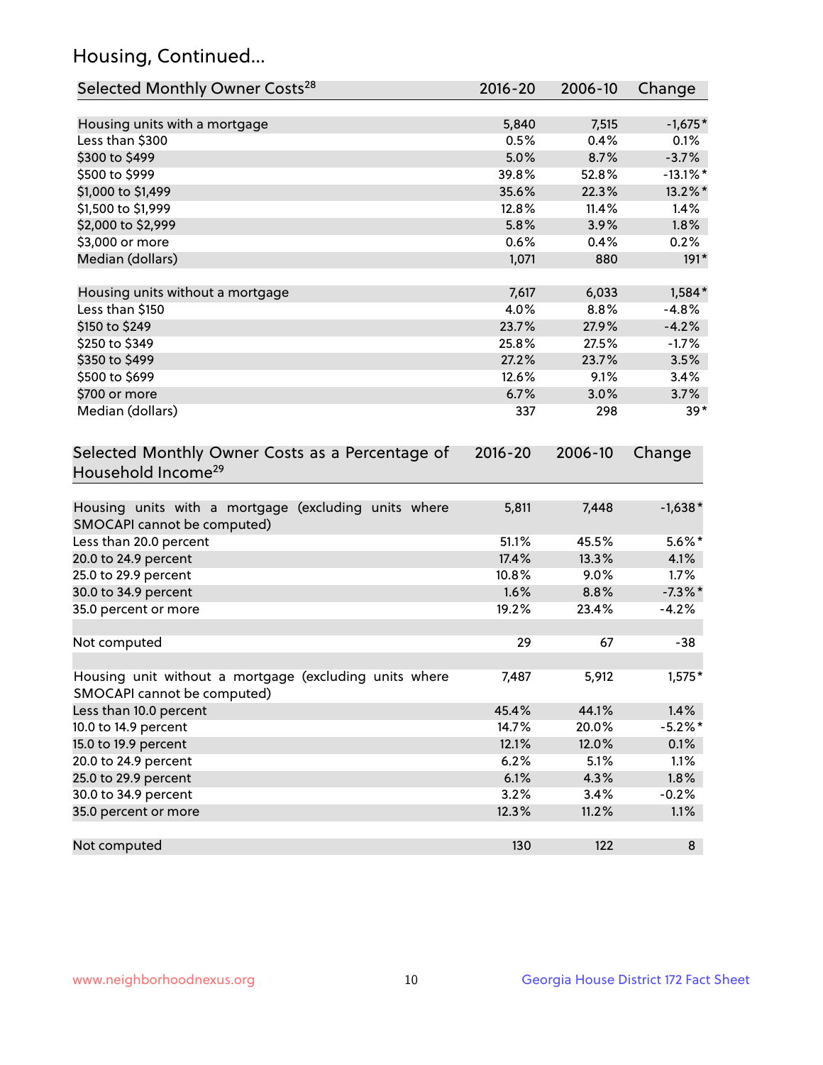## Housing, Continued...

| Selected Monthly Owner Costs[28] | 2016-20 | 2006-10 | Change |
|---|---|---|---|
| Housing units with a mortgage | 5,840 | 7,515 | -1,675* |
| Less than $300 | 0.5% | 0.4% | 0.1% |
| $300 to $499 | 5.0% | 8.7% | -3.7% |
| $500 to $999 | 39.8% | 52.8% | -13.1%* |
| $1,000 to $1,499 | 35.6% | 22.3% | 13.2%* |
| $1,500 to $1,999 | 12.8% | 11.4% | 1.4% |
| $2,000 to $2,999 | 5.8% | 3.9% | 1.8% |
| $3,000 or more | 0.6% | 0.4% | 0.2% |
| Median (dollars) | 1,071 | 880 | 191* |
| | | | |
| Housing units without a mortgage | 7,617 | 6,033 | 1,584* |
| Less than $150 | 4.0% | 8.8% | -4.8% |
| $150 to $249 | 23.7% | 27.9% | -4.2% |
| $250 to $349 | 25.8% | 27.5% | -1.7% |
| $350 to $499 | 27.2% | 23.7% | 3.5% |
| $500 to $699 | 12.6% | 9.1% | 3.4% |
| $700 or more | 6.7% | 3.0% | 3.7% |
| Median (dollars) | 337 | 298 | 39* |

| Selected Monthly Owner Costs as a Percentage of Household Income[29] | 2016-20 | 2006-10 | Change |
|---|---|---|---|
| Housing units with a mortgage (excluding units where SMOCAPI cannot be computed) | 5,811 | 7,448 | -1,638* |
| Less than 20.0 percent | 51.1% | 45.5% | 5.6%* |
| 20.0 to 24.9 percent | 17.4% | 13.3% | 4.1% |
| 25.0 to 29.9 percent | 10.8% | 9.0% | 1.7% |
| 30.0 to 34.9 percent | 1.6% | 8.8% | -7.3%* |
| 35.0 percent or more | 19.2% | 23.4% | -4.2% |
| | | | |
| Not computed | 29 | 67 | -38 |
| | | | |
| Housing unit without a mortgage (excluding units where SMOCAPI cannot be computed) | 7,487 | 5,912 | 1,575* |
| Less than 10.0 percent | 45.4% | 44.1% | 1.4% |
| 10.0 to 14.9 percent | 14.7% | 20.0% | -5.2%* |
| 15.0 to 19.9 percent | 12.1% | 12.0% | 0.1% |
| 20.0 to 24.9 percent | 6.2% | 5.1% | 1.1% |
| 25.0 to 29.9 percent | 6.1% | 4.3% | 1.8% |
| 30.0 to 34.9 percent | 3.2% | 3.4% | -0.2% |
| 35.0 percent or more | 12.3% | 11.2% | 1.1% |
| | | | |
| Not computed | 130 | 122 | 8 |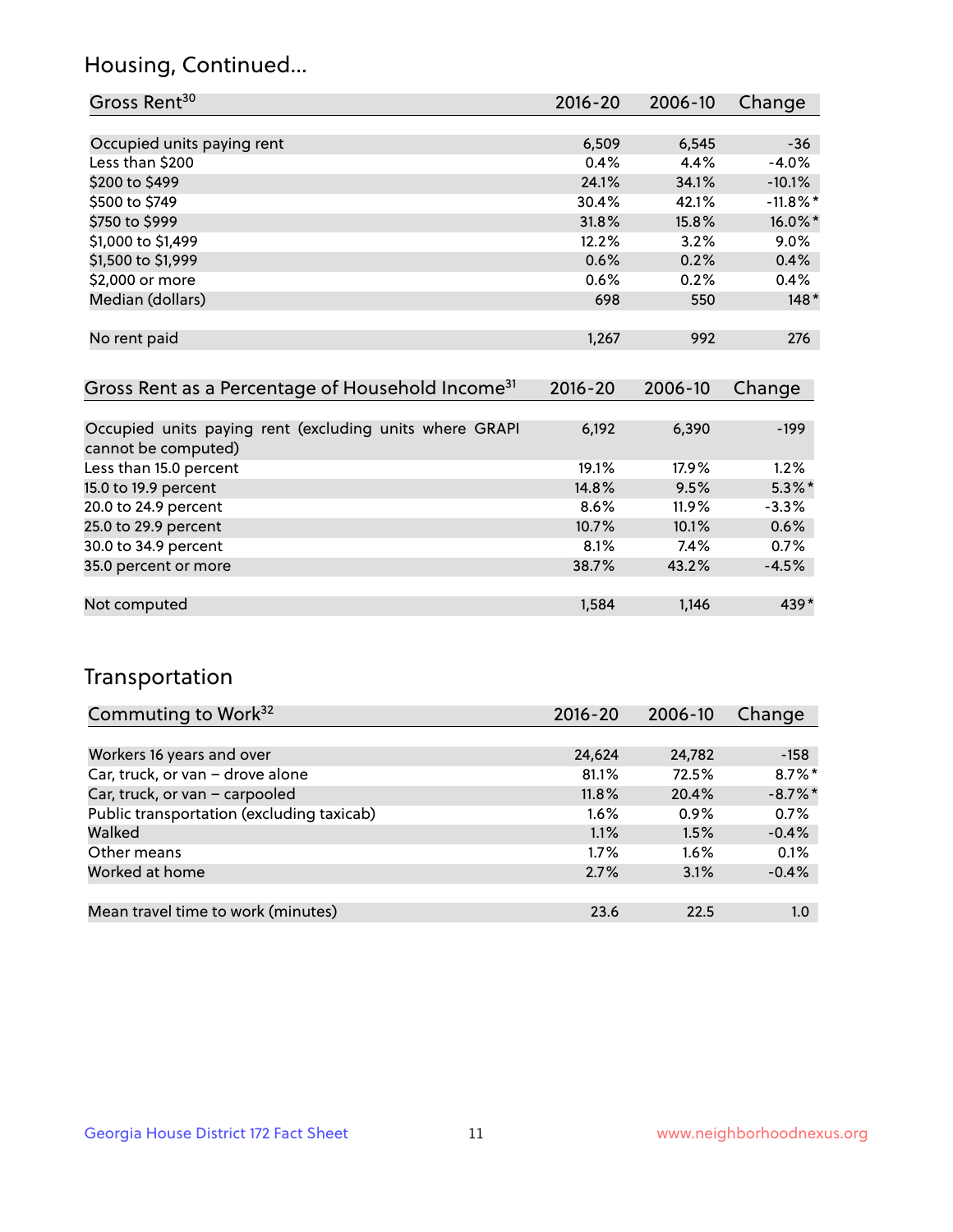## Housing, Continued...

| Gross Rent[30] | 2016-20 | 2006-10 | Change |
|---|---|---|---|
| Occupied units paying rent | 6,509 | 6,545 | -36 |
| Less than $200 | 0.4% | 4.4% | -4.0% |
| $200 to $499 | 24.1% | 34.1% | -10.1% |
| $500 to $749 | 30.4% | 42.1% | -11.8%* |
| $750 to $999 | 31.8% | 15.8% | 16.0%* |
| $1,000 to $1,499 | 12.2% | 3.2% | 9.0% |
| $1,500 to $1,999 | 0.6% | 0.2% | 0.4% |
| $2,000 or more | 0.6% | 0.2% | 0.4% |
| Median (dollars) | 698 | 550 | 148* |
| No rent paid | 1,267 | 992 | 276 |

| Gross Rent as a Percentage of Household Income[31] | 2016-20 | 2006-10 | Change |
|---|---|---|---|
| Occupied units paying rent (excluding units where GRAPI cannot be computed) | 6,192 | 6,390 | -199 |
| Less than 15.0 percent | 19.1% | 17.9% | 1.2% |
| 15.0 to 19.9 percent | 14.8% | 9.5% | 5.3%* |
| 20.0 to 24.9 percent | 8.6% | 11.9% | -3.3% |
| 25.0 to 29.9 percent | 10.7% | 10.1% | 0.6% |
| 30.0 to 34.9 percent | 8.1% | 7.4% | 0.7% |
| 35.0 percent or more | 38.7% | 43.2% | -4.5% |
| Not computed | 1,584 | 1,146 | 439* |

## Transportation

| Commuting to Work[32] | 2016-20 | 2006-10 | Change |
|---|---|---|---|
| Workers 16 years and over | 24,624 | 24,782 | -158 |
| Car, truck, or van – drove alone | 81.1% | 72.5% | 8.7%* |
| Car, truck, or van – carpooled | 11.8% | 20.4% | -8.7%* |
| Public transportation (excluding taxicab) | 1.6% | 0.9% | 0.7% |
| Walked | 1.1% | 1.5% | -0.4% |
| Other means | 1.7% | 1.6% | 0.1% |
| Worked at home | 2.7% | 3.1% | -0.4% |
| Mean travel time to work (minutes) | 23.6 | 22.5 | 1.0 |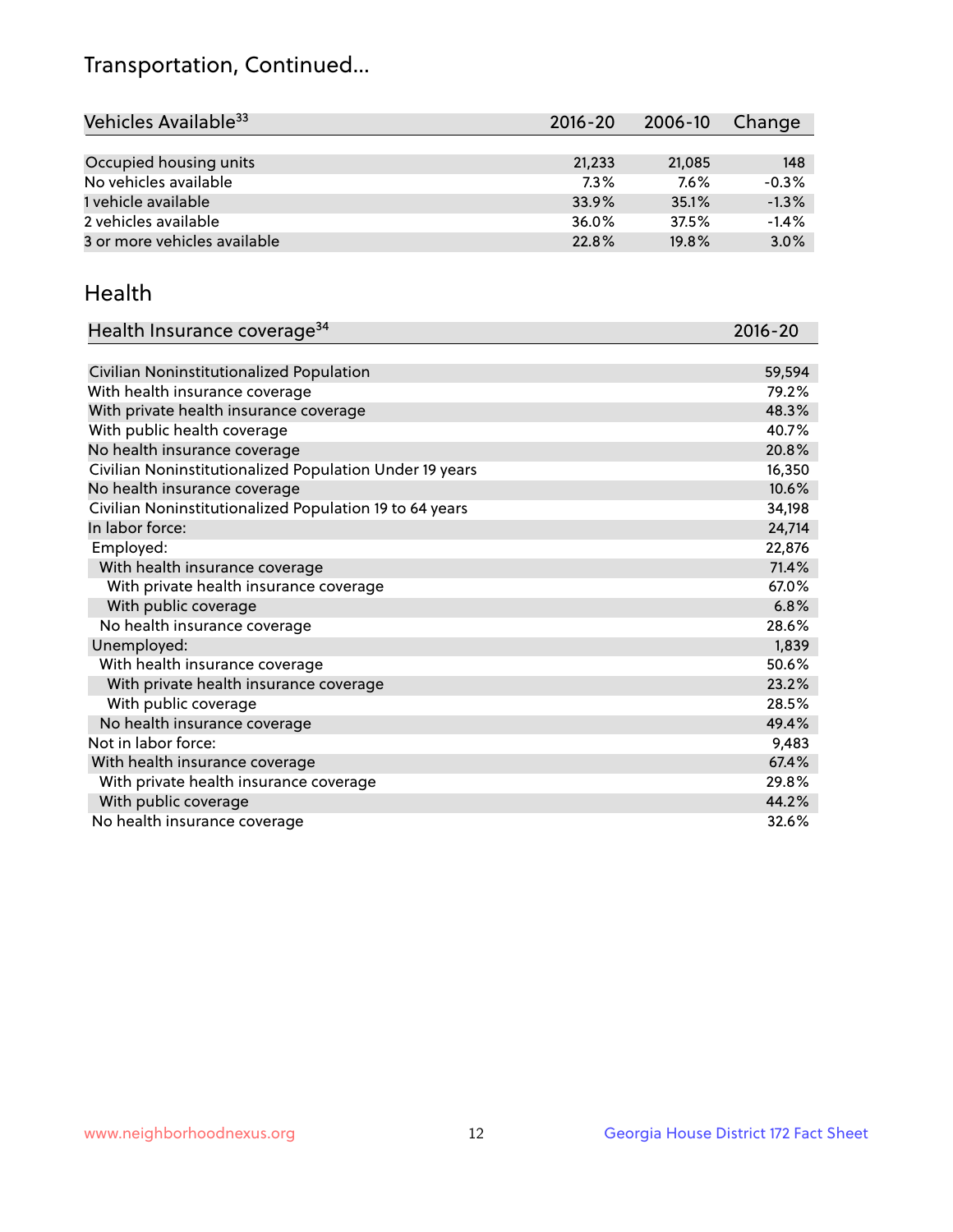# Transportation, Continued...

| Vehicles Available[33] | 2016-20 | 2006-10 | Change |
|---|---|---|---|
| Occupied housing units | 21,233 | 21,085 | 148 |
| No vehicles available | 7.3% | 7.6% | -0.3% |
| 1 vehicle available | 33.9% | 35.1% | -1.3% |
| 2 vehicles available | 36.0% | 37.5% | -1.4% |
| 3 or more vehicles available | 22.8% | 19.8% | 3.0% |

## Health

| Health Insurance coverage[34] | 2016-20 |
|---|---|
| Civilian Noninstitutionalized Population | 59,594 |
| With health insurance coverage | 79.2% |
| With private health insurance coverage | 48.3% |
| With public health coverage | 40.7% |
| No health insurance coverage | 20.8% |
| Civilian Noninstitutionalized Population Under 19 years | 16,350 |
| No health insurance coverage | 10.6% |
| Civilian Noninstitutionalized Population 19 to 64 years | 34,198 |
| In labor force: | 24,714 |
| Employed: | 22,876 |
| With health insurance coverage | 71.4% |
| With private health insurance coverage | 67.0% |
| With public coverage | 6.8% |
| No health insurance coverage | 28.6% |
| Unemployed: | 1,839 |
| With health insurance coverage | 50.6% |
| With private health insurance coverage | 23.2% |
| With public coverage | 28.5% |
| No health insurance coverage | 49.4% |
| Not in labor force: | 9,483 |
| With health insurance coverage | 67.4% |
| With private health insurance coverage | 29.8% |
| With public coverage | 44.2% |
| No health insurance coverage | 32.6% |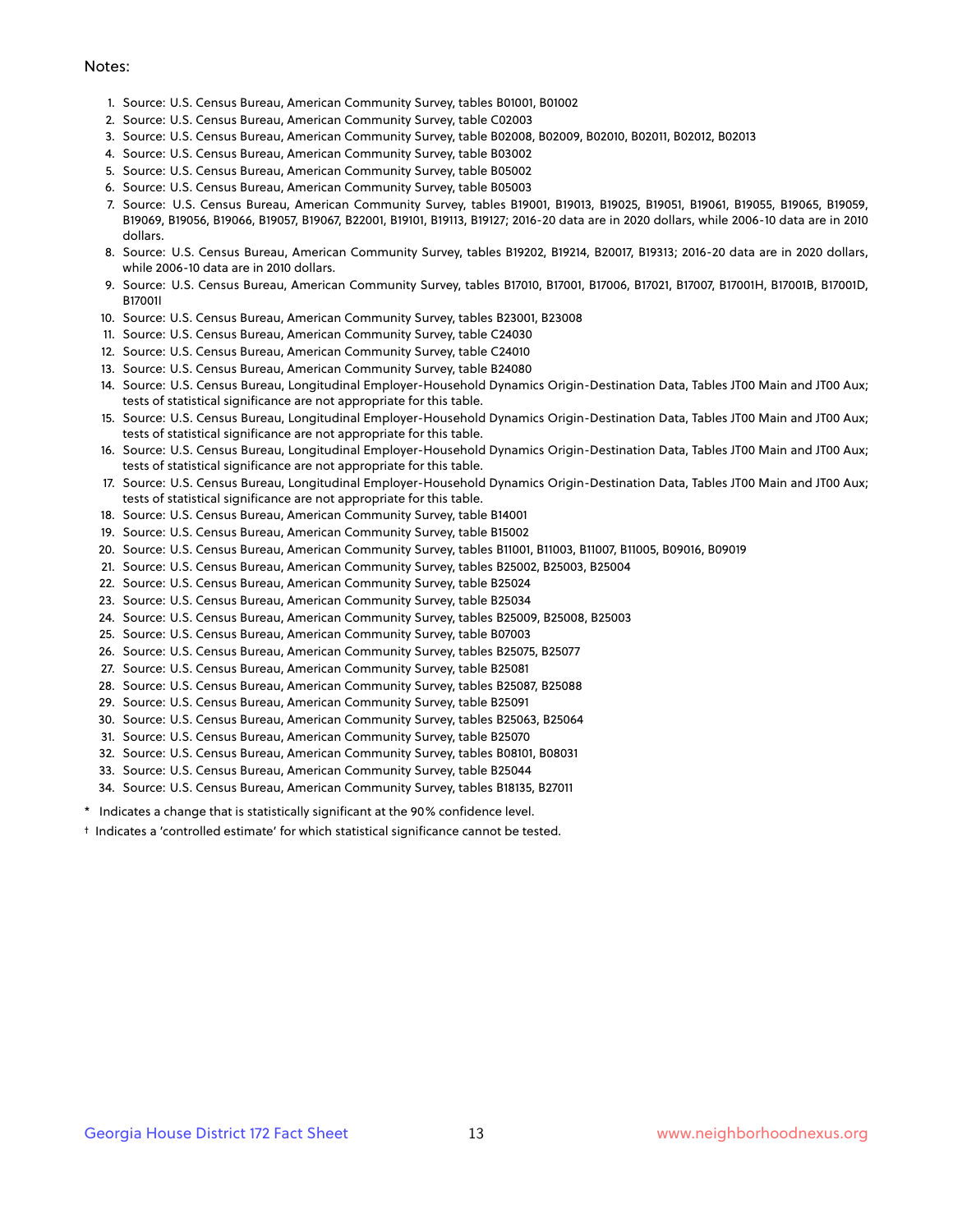Notes:

1. Source: U.S. Census Bureau, American Community Survey, tables B01001, B01002
2. Source: U.S. Census Bureau, American Community Survey, table C02003
3. Source: U.S. Census Bureau, American Community Survey, table B02008, B02009, B02010, B02011, B02012, B02013
4. Source: U.S. Census Bureau, American Community Survey, table B03002
5. Source: U.S. Census Bureau, American Community Survey, table B05002
6. Source: U.S. Census Bureau, American Community Survey, table B05003
7. Source: U.S. Census Bureau, American Community Survey, tables B19001, B19013, B19025, B19051, B19061, B19055, B19065, B19059, B19069, B19056, B19066, B19057, B19067, B22001, B19101, B19113, B19127; 2016-20 data are in 2020 dollars, while 2006-10 data are in 2010 dollars.
8. Source: U.S. Census Bureau, American Community Survey, tables B19202, B19214, B20017, B19313; 2016-20 data are in 2020 dollars, while 2006-10 data are in 2010 dollars.
9. Source: U.S. Census Bureau, American Community Survey, tables B17010, B17001, B17006, B17021, B17007, B17001H, B17001B, B17001D, B17001I
10. Source: U.S. Census Bureau, American Community Survey, tables B23001, B23008
11. Source: U.S. Census Bureau, American Community Survey, table C24030
12. Source: U.S. Census Bureau, American Community Survey, table C24010
13. Source: U.S. Census Bureau, American Community Survey, table B24080
14. Source: U.S. Census Bureau, Longitudinal Employer-Household Dynamics Origin-Destination Data, Tables JT00 Main and JT00 Aux; tests of statistical significance are not appropriate for this table.
15. Source: U.S. Census Bureau, Longitudinal Employer-Household Dynamics Origin-Destination Data, Tables JT00 Main and JT00 Aux; tests of statistical significance are not appropriate for this table.
16. Source: U.S. Census Bureau, Longitudinal Employer-Household Dynamics Origin-Destination Data, Tables JT00 Main and JT00 Aux; tests of statistical significance are not appropriate for this table.
17. Source: U.S. Census Bureau, Longitudinal Employer-Household Dynamics Origin-Destination Data, Tables JT00 Main and JT00 Aux; tests of statistical significance are not appropriate for this table.
18. Source: U.S. Census Bureau, American Community Survey, table B14001
19. Source: U.S. Census Bureau, American Community Survey, table B15002
20. Source: U.S. Census Bureau, American Community Survey, tables B11001, B11003, B11007, B11005, B09016, B09019
21. Source: U.S. Census Bureau, American Community Survey, tables B25002, B25003, B25004
22. Source: U.S. Census Bureau, American Community Survey, table B25024
23. Source: U.S. Census Bureau, American Community Survey, table B25034
24. Source: U.S. Census Bureau, American Community Survey, tables B25009, B25008, B25003
25. Source: U.S. Census Bureau, American Community Survey, table B07003
26. Source: U.S. Census Bureau, American Community Survey, tables B25075, B25077
27. Source: U.S. Census Bureau, American Community Survey, table B25081
28. Source: U.S. Census Bureau, American Community Survey, tables B25087, B25088
29. Source: U.S. Census Bureau, American Community Survey, table B25091
30. Source: U.S. Census Bureau, American Community Survey, tables B25063, B25064
31. Source: U.S. Census Bureau, American Community Survey, table B25070
32. Source: U.S. Census Bureau, American Community Survey, tables B08101, B08031
33. Source: U.S. Census Bureau, American Community Survey, table B25044
34. Source: U.S. Census Bureau, American Community Survey, tables B18135, B27011

\* Indicates a change that is statistically significant at the 90% confidence level.

† Indicates a 'controlled estimate' for which statistical significance cannot be tested.